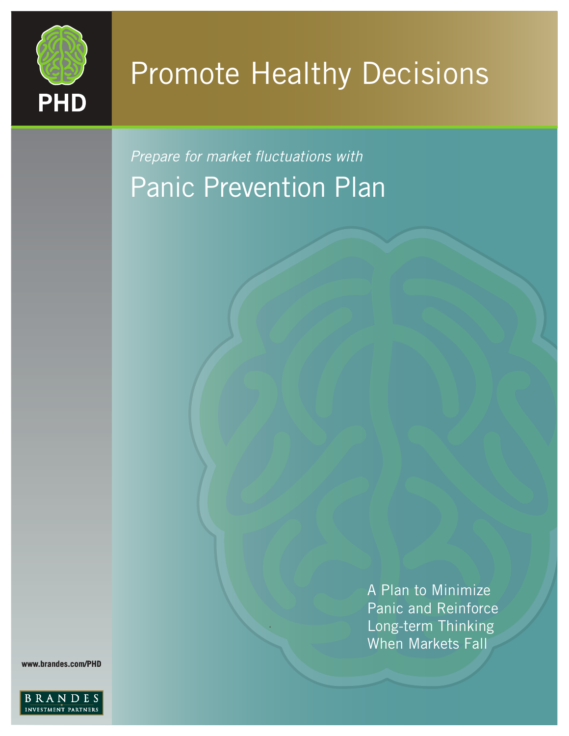PHD

# Promote Healthy Decisions

*Prepare for market fluctuations with*

## Panic Prevention Plan

A Plan to Minimize Panic and Reinforce Long-term Thinking When Markets Fall

www.brandes.com/PHD

BRANDES INVESTMENT PARTNERS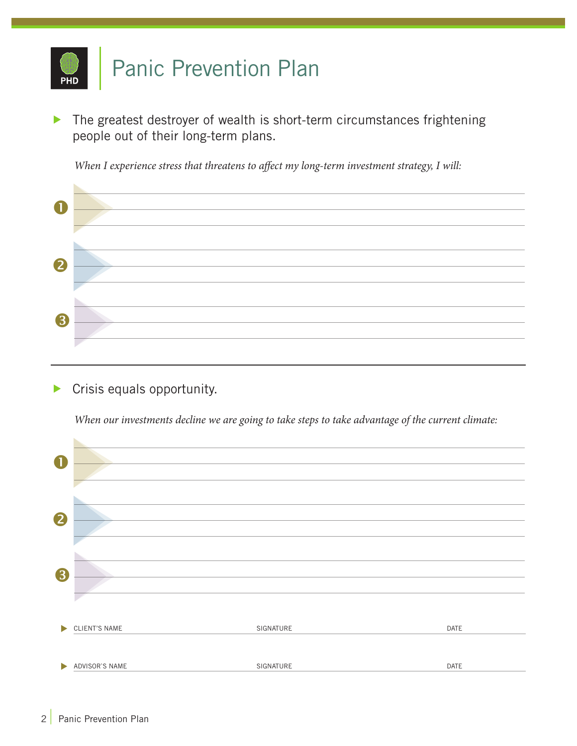# Panic Prevention Plan

- The greatest destroyer of wealth is short-term circumstances frightening people out of their long-term plans.

*When I experience stress that threatens to affect my long-term investment strategy, I will:*

1. 
2. 
3. 

---

- Crisis equals opportunity.

*When our investments decline we are going to take steps to take advantage of the current climate:*

1. 
2. 
3. 

| CLIENT'S NAME | SIGNATURE | DATE |
|---|---|---|
| | | |

| ADVISOR'S NAME | SIGNATURE | DATE |
|---|---|---|
| | | |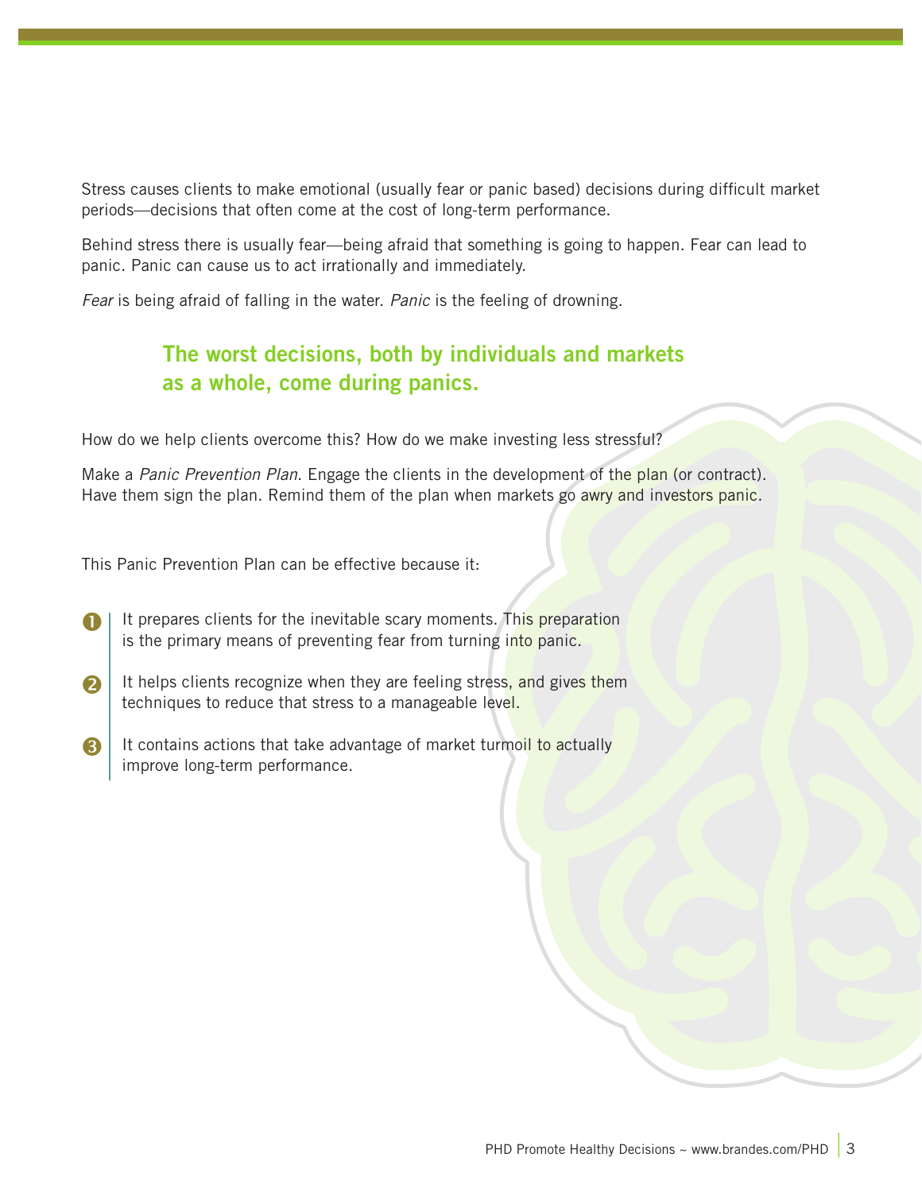Stress causes clients to make emotional (usually fear or panic based) decisions during difficult market periods—decisions that often come at the cost of long-term performance.

Behind stress there is usually fear—being afraid that something is going to happen. Fear can lead to panic. Panic can cause us to act irrationally and immediately.

*Fear* is being afraid of falling in the water. *Panic* is the feeling of drowning.

**The worst decisions, both by individuals and markets as a whole, come during panics.**

How do we help clients overcome this? How do we make investing less stressful?

Make a *Panic Prevention Plan*. Engage the clients in the development of the plan (or contract). Have them sign the plan. Remind them of the plan when markets go awry and investors panic.

This Panic Prevention Plan can be effective because it:

1. It prepares clients for the inevitable scary moments. This preparation is the primary means of preventing fear from turning into panic.
2. It helps clients recognize when they are feeling stress, and gives them techniques to reduce that stress to a manageable level.
3. It contains actions that take advantage of market turmoil to actually improve long-term performance.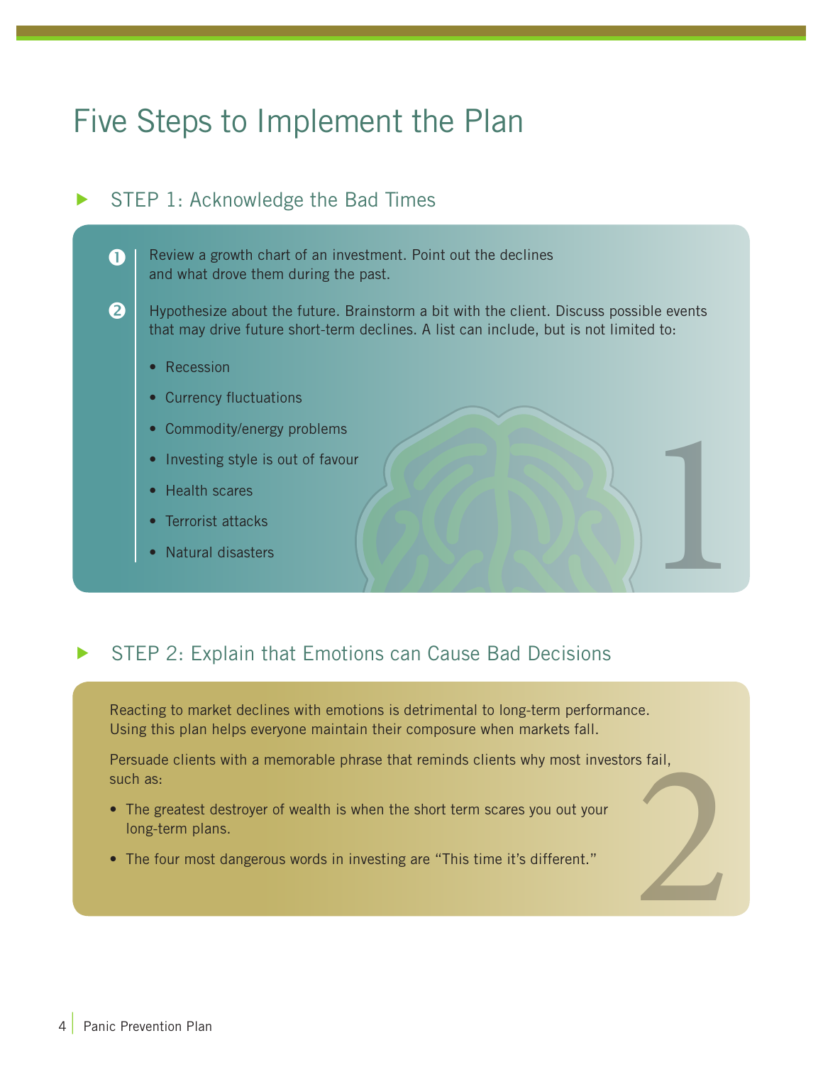# Five Steps to Implement the Plan

## STEP 1: Acknowledge the Bad Times

1. Review a growth chart of an investment. Point out the declines and what drove them during the past.

2. Hypothesize about the future. Brainstorm a bit with the client. Discuss possible events that may drive future short-term declines. A list can include, but is not limited to:

   - Recession
   - Currency fluctuations
   - Commodity/energy problems
   - Investing style is out of favour
   - Health scares
   - Terrorist attacks
   - Natural disasters

## STEP 2: Explain that Emotions can Cause Bad Decisions

Reacting to market declines with emotions is detrimental to long-term performance. Using this plan helps everyone maintain their composure when markets fall.

Persuade clients with a memorable phrase that reminds clients why most investors fail, such as:

- The greatest destroyer of wealth is when the short term scares you out your long-term plans.
- The four most dangerous words in investing are "This time it's different."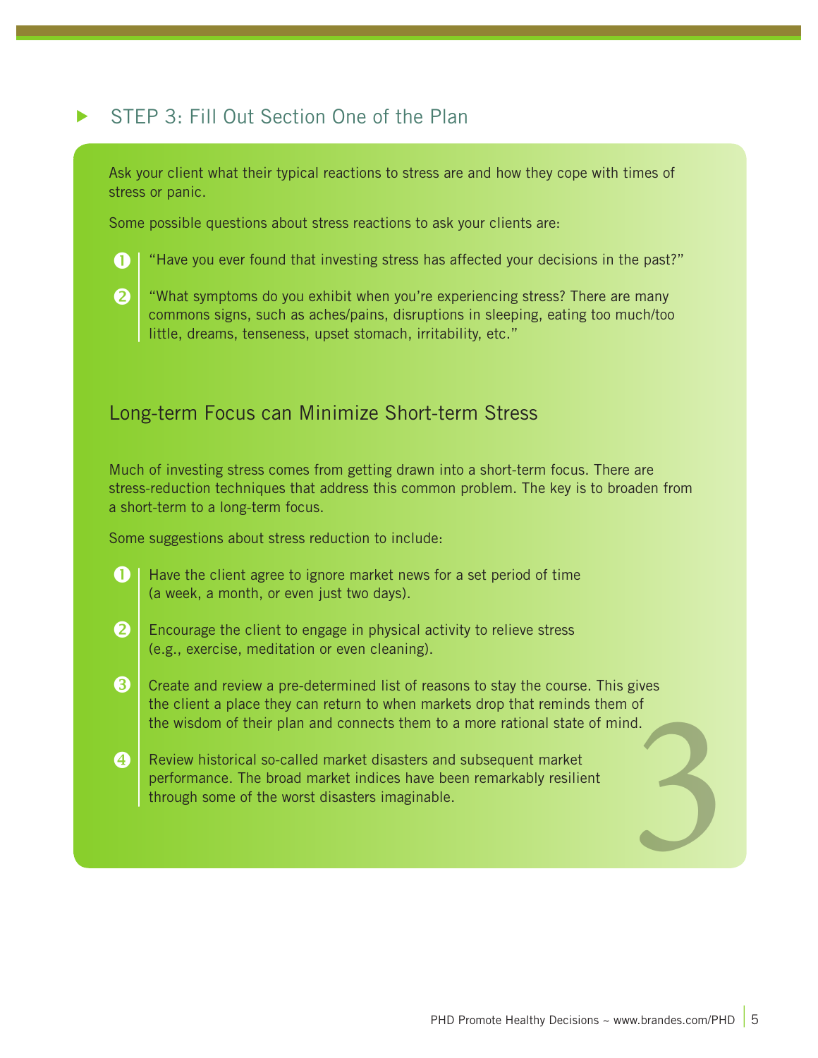## STEP 3: Fill Out Section One of the Plan

Ask your client what their typical reactions to stress are and how they cope with times of stress or panic.

Some possible questions about stress reactions to ask your clients are:

1. "Have you ever found that investing stress has affected your decisions in the past?"
2. "What symptoms do you exhibit when you're experiencing stress? There are many commons signs, such as aches/pains, disruptions in sleeping, eating too much/too little, dreams, tenseness, upset stomach, irritability, etc."

### Long-term Focus can Minimize Short-term Stress

Much of investing stress comes from getting drawn into a short-term focus. There are stress-reduction techniques that address this common problem. The key is to broaden from a short-term to a long-term focus.

Some suggestions about stress reduction to include:

1. Have the client agree to ignore market news for a set period of time (a week, a month, or even just two days).
2. Encourage the client to engage in physical activity to relieve stress (e.g., exercise, meditation or even cleaning).
3. Create and review a pre-determined list of reasons to stay the course. This gives the client a place they can return to when markets drop that reminds them of the wisdom of their plan and connects them to a more rational state of mind.
4. Review historical so-called market disasters and subsequent market performance. The broad market indices have been remarkably resilient through some of the worst disasters imaginable.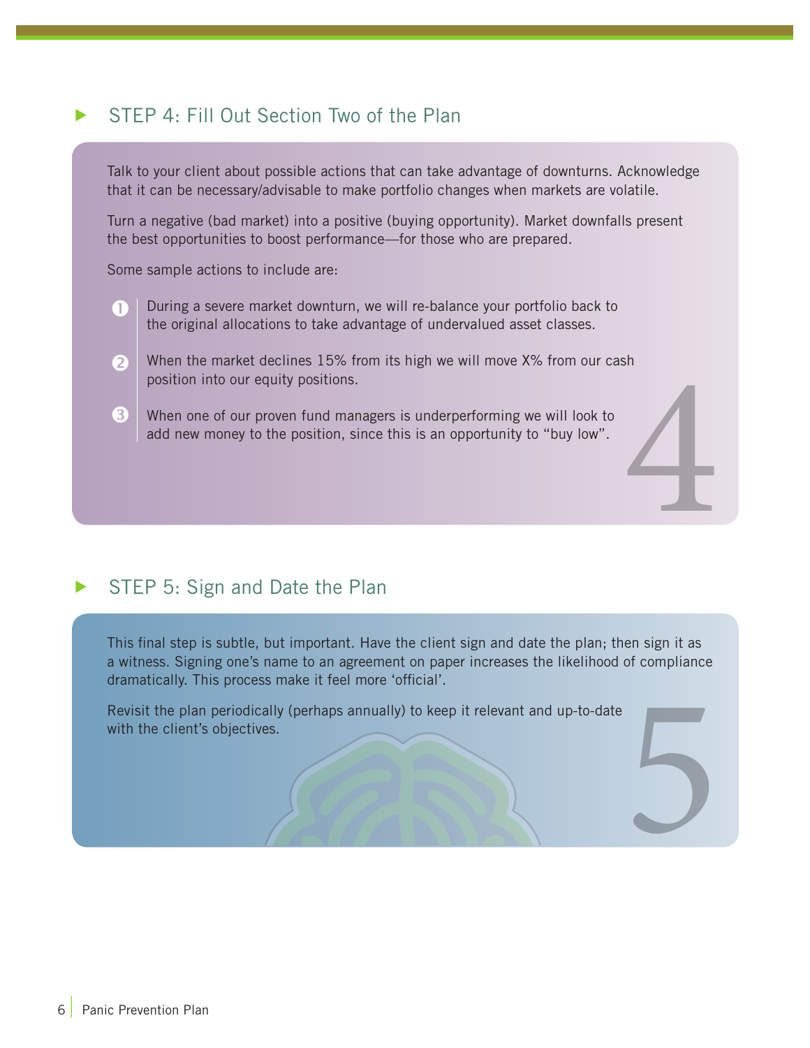## STEP 4: Fill Out Section Two of the Plan

Talk to your client about possible actions that can take advantage of downturns. Acknowledge that it can be necessary/advisable to make portfolio changes when markets are volatile.

Turn a negative (bad market) into a positive (buying opportunity). Market downfalls present the best opportunities to boost performance—for those who are prepared.

Some sample actions to include are:

1. During a severe market downturn, we will re-balance your portfolio back to the original allocations to take advantage of undervalued asset classes.
2. When the market declines 15% from its high we will move X% from our cash position into our equity positions.
3. When one of our proven fund managers is underperforming we will look to add new money to the position, since this is an opportunity to "buy low".

## STEP 5: Sign and Date the Plan

This final step is subtle, but important. Have the client sign and date the plan; then sign it as a witness. Signing one's name to an agreement on paper increases the likelihood of compliance dramatically. This process make it feel more 'official'.

Revisit the plan periodically (perhaps annually) to keep it relevant and up-to-date with the client's objectives.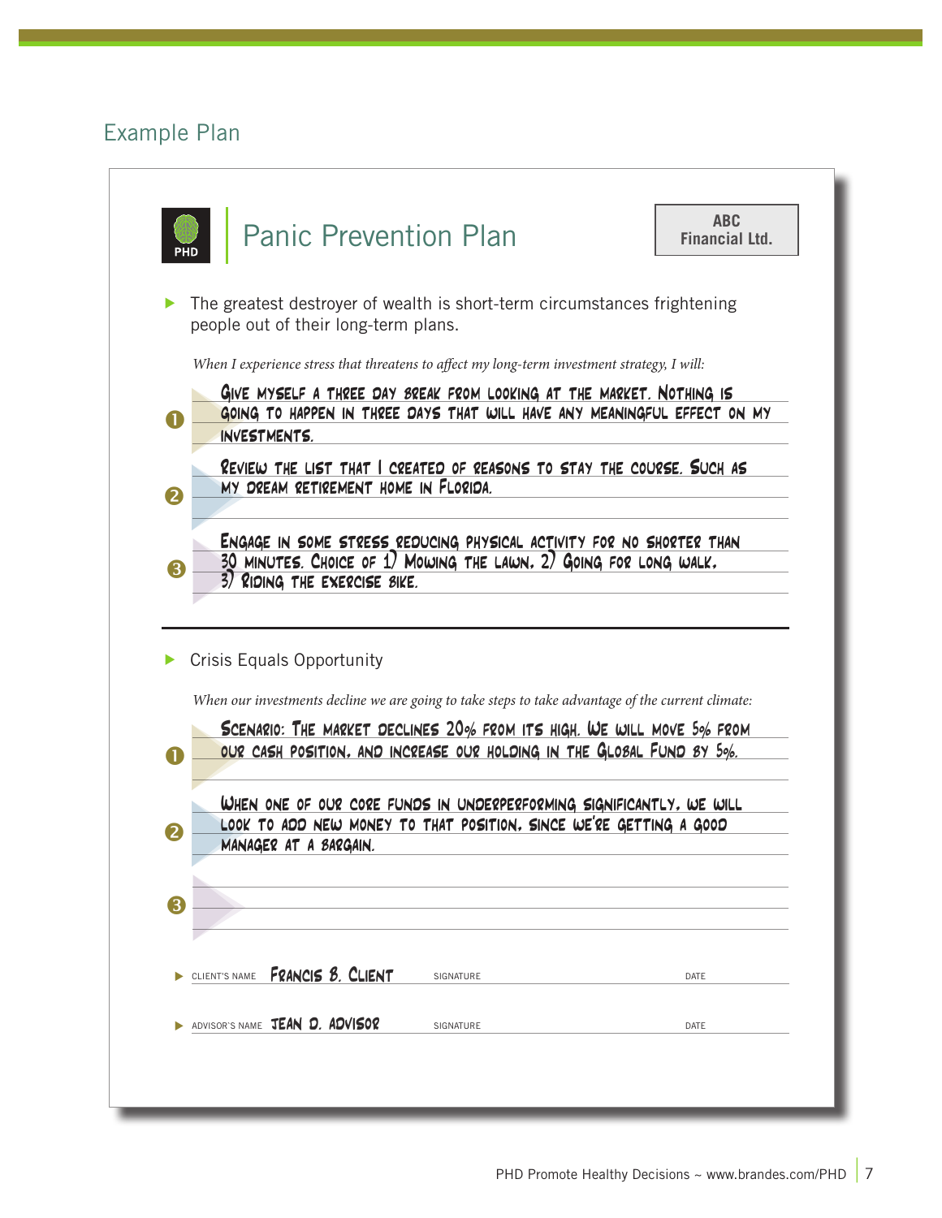## Example Plan

# Panic Prevention Plan

**ABC Financial Ltd.**

- The greatest destroyer of wealth is short-term circumstances frightening people out of their long-term plans.

*When I experience stress that threatens to affect my long-term investment strategy, I will:*

1. GIVE MYSELF A THREE DAY BREAK FROM LOOKING AT THE MARKET. NOTHING IS GOING TO HAPPEN IN THREE DAYS THAT WILL HAVE ANY MEANINGFUL EFFECT ON MY INVESTMENTS.
2. REVIEW THE LIST THAT I CREATED OF REASONS TO STAY THE COURSE. SUCH AS MY DREAM RETIREMENT HOME IN FLORIDA.
3. ENGAGE IN SOME STRESS REDUCING PHYSICAL ACTIVITY FOR NO SHORTER THAN 30 MINUTES. CHOICE OF 1) MOWING THE LAWN, 2) GOING FOR LONG WALK, 3) RIDING THE EXERCISE BIKE.

---

- Crisis Equals Opportunity

*When our investments decline we are going to take steps to take advantage of the current climate:*

1. SCENARIO: THE MARKET DECLINES 20% FROM ITS HIGH. WE WILL MOVE 5% FROM OUR CASH POSITION, AND INCREASE OUR HOLDING IN THE GLOBAL FUND BY 5%.
2. WHEN ONE OF OUR CORE FUNDS IN UNDERPERFORMING SIGNIFICANTLY, WE WILL LOOK TO ADD NEW MONEY TO THAT POSITION, SINCE WE'RE GETTING A GOOD MANAGER AT A BARGAIN.
3. 

- CLIENT'S NAME FRANCIS B. CLIENT SIGNATURE DATE
- ADVISOR'S NAME JEAN D. ADVISOR SIGNATURE DATE

PHD Promote Healthy Decisions ~ www.brandes.com/PHD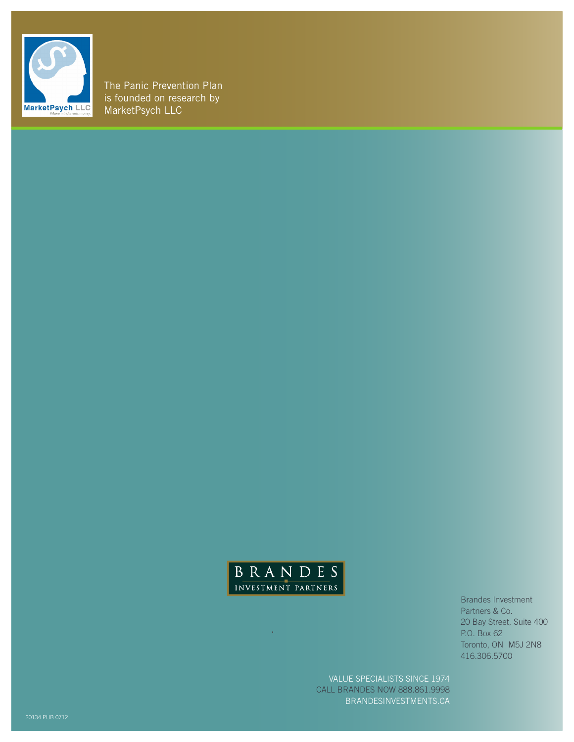The Panic Prevention Plan is founded on research by MarketPsych LLC

Brandes Investment Partners & Co.
20 Bay Street, Suite 400
P.O. Box 62
Toronto, ON M5J 2N8
416.306.5700

VALUE SPECIALISTS SINCE 1974
CALL BRANDES NOW 888.861.9998
BRANDESINVESTMENTS.CA

20134 PUB 0712